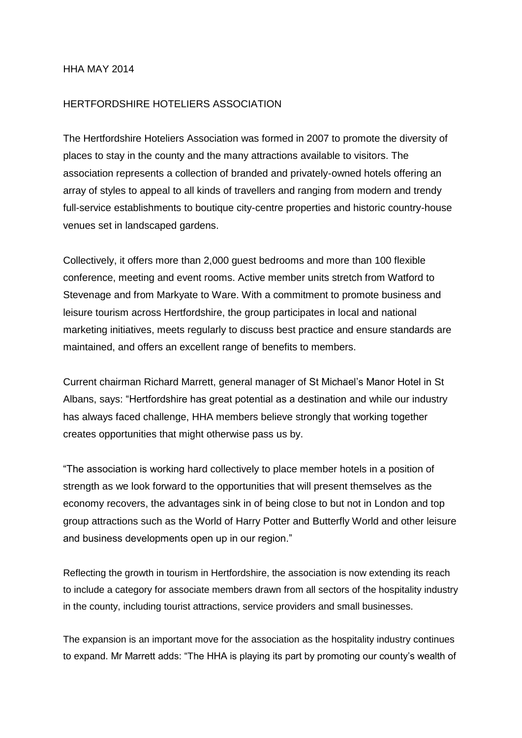HHA MAY 2014

HERTFORDSHIRE HOTELIERS ASSOCIATION

The Hertfordshire Hoteliers Association was formed in 2007 to promote the diversity of places to stay in the county and the many attractions available to visitors. The association represents a collection of branded and privately-owned hotels offering an array of styles to appeal to all kinds of travellers and ranging from modern and trendy full-service establishments to boutique city-centre properties and historic country-house venues set in landscaped gardens.

Collectively, it offers more than 2,000 guest bedrooms and more than 100 flexible conference, meeting and event rooms. Active member units stretch from Watford to Stevenage and from Markyate to Ware. With a commitment to promote business and leisure tourism across Hertfordshire, the group participates in local and national marketing initiatives, meets regularly to discuss best practice and ensure standards are maintained, and offers an excellent range of benefits to members.

Current chairman Richard Marrett, general manager of St Michael's Manor Hotel in St Albans, says: "Hertfordshire has great potential as a destination and while our industry has always faced challenge, HHA members believe strongly that working together creates opportunities that might otherwise pass us by.

"The association is working hard collectively to place member hotels in a position of strength as we look forward to the opportunities that will present themselves as the economy recovers, the advantages sink in of being close to but not in London and top group attractions such as the World of Harry Potter and Butterfly World and other leisure and business developments open up in our region."

Reflecting the growth in tourism in Hertfordshire, the association is now extending its reach to include a category for associate members drawn from all sectors of the hospitality industry in the county, including tourist attractions, service providers and small businesses.

The expansion is an important move for the association as the hospitality industry continues to expand. Mr Marrett adds: "The HHA is playing its part by promoting our county's wealth of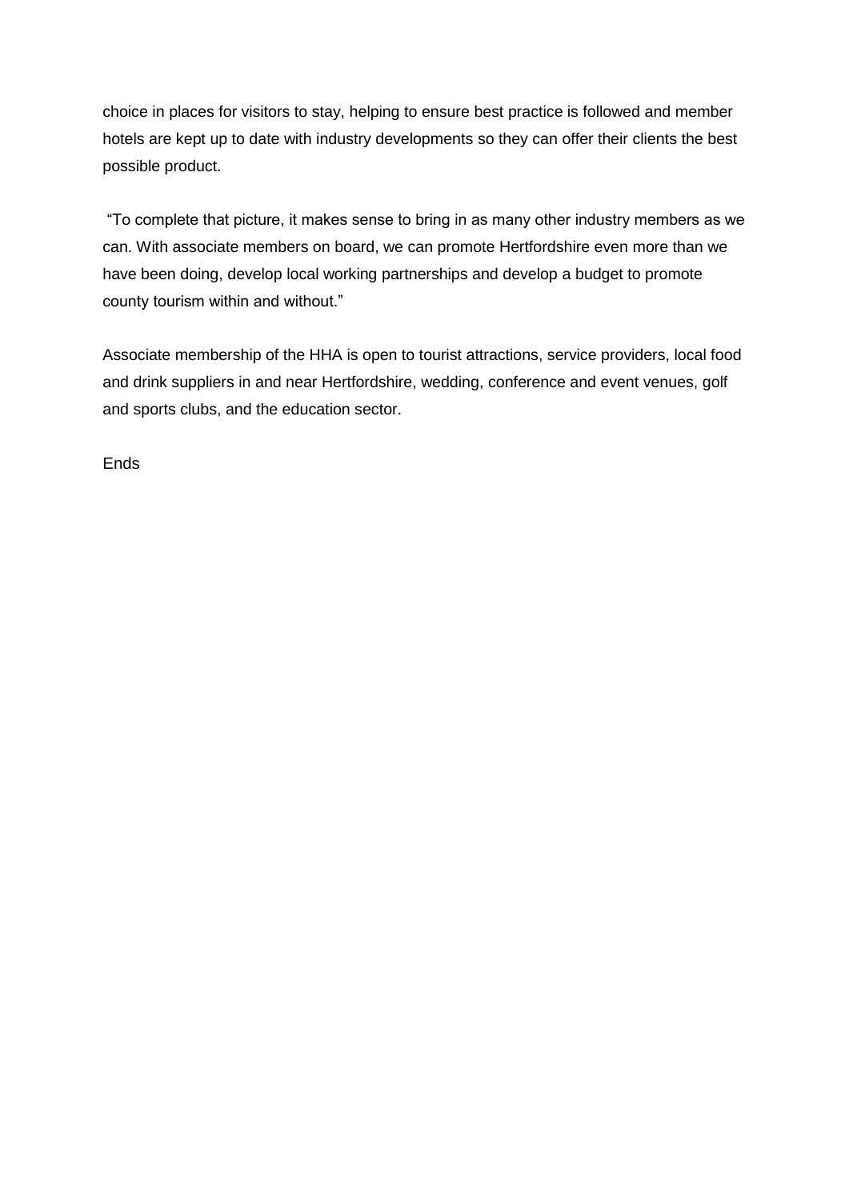choice in places for visitors to stay, helping to ensure best practice is followed and member hotels are kept up to date with industry developments so they can offer their clients the best possible product.

"To complete that picture, it makes sense to bring in as many other industry members as we can. With associate members on board, we can promote Hertfordshire even more than we have been doing, develop local working partnerships and develop a budget to promote county tourism within and without."

Associate membership of the HHA is open to tourist attractions, service providers, local food and drink suppliers in and near Hertfordshire, wedding, conference and event venues, golf and sports clubs, and the education sector.

Ends